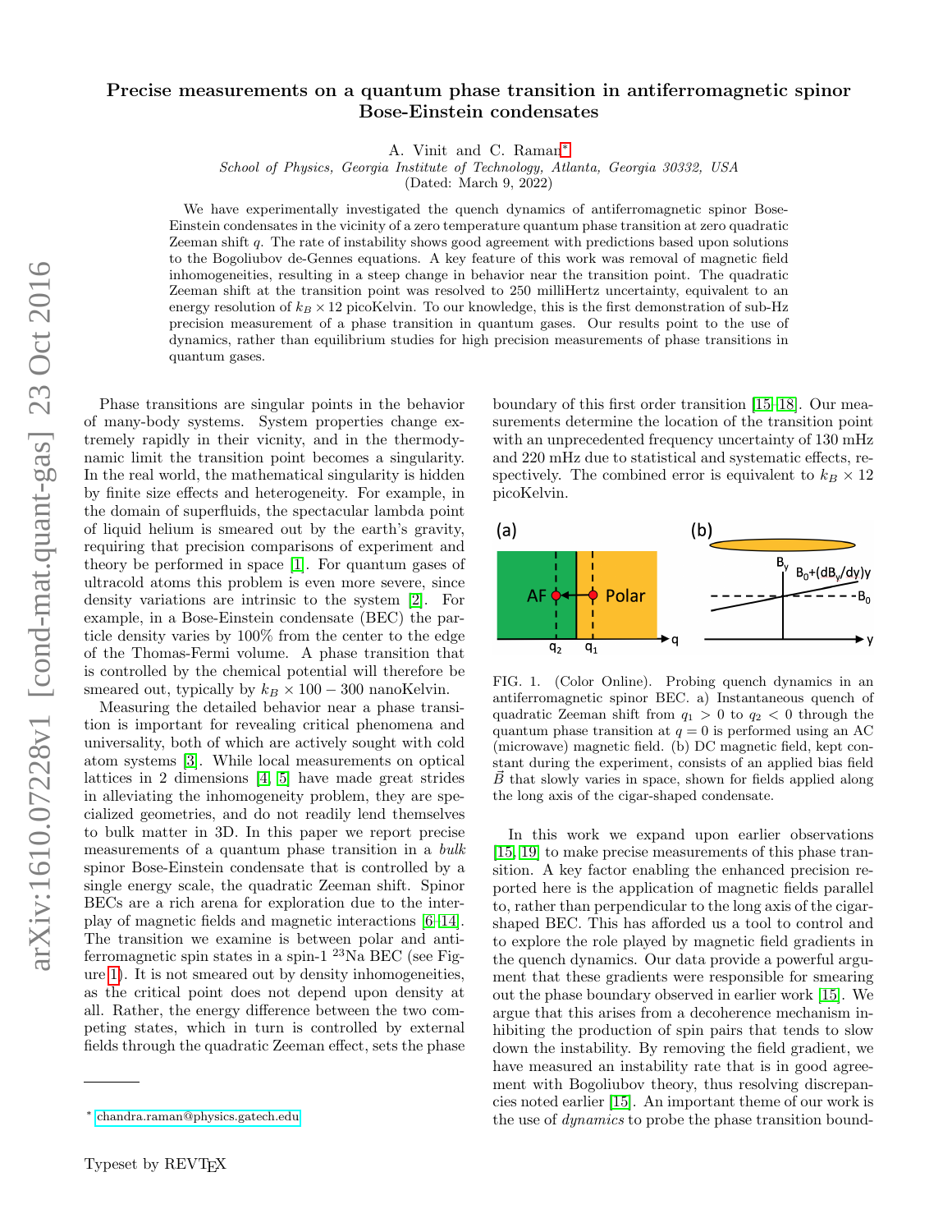# Precise measurements on a quantum phase transition in antiferromagnetic spinor Bose-Einstein condensates

A. Vinit and C. Raman[*]

*School of Physics, Georgia Institute of Technology, Atlanta, Georgia 30332, USA*

(Dated: March 9, 2022)

We have experimentally investigated the quench dynamics of antiferromagnetic spinor Bose-Einstein condensates in the vicinity of a zero temperature quantum phase transition at zero quadratic Zeeman shift $q$. The rate of instability shows good agreement with predictions based upon solutions to the Bogoliubov de-Gennes equations. A key feature of this work was removal of magnetic field inhomogeneities, resulting in a steep change in behavior near the transition point. The quadratic Zeeman shift at the transition point was resolved to 250 milliHertz uncertainty, equivalent to an energy resolution of $k_B \times 12$ picoKelvin. To our knowledge, this is the first demonstration of sub-Hz precision measurement of a phase transition in quantum gases. Our results point to the use of dynamics, rather than equilibrium studies for high precision measurements of phase transitions in quantum gases.

Phase transitions are singular points in the behavior of many-body systems. System properties change extremely rapidly in their vicinity, and in the thermodynamic limit the transition point becomes a singularity. In the real world, the mathematical singularity is hidden by finite size effects and heterogeneity. For example, in the domain of superfluids, the spectacular lambda point of liquid helium is smeared out by the earth's gravity, requiring that precision comparisons of experiment and theory be performed in space [1]. For quantum gases of ultracold atoms this problem is even more severe, since density variations are intrinsic to the system [2]. For example, in a Bose-Einstein condensate (BEC) the particle density varies by 100% from the center to the edge of the Thomas-Fermi volume. A phase transition that is controlled by the chemical potential will therefore be smeared out, typically by $k_B \times 100-300$ nanoKelvin.

Measuring the detailed behavior near a phase transition is important for revealing critical phenomena and universality, both of which are actively sought with cold atom systems [3]. While local measurements on optical lattices in 2 dimensions [4] [5] have made great strides in alleviating the inhomogeneity problem, they are specialized geometries, and do not readily lend themselves to bulk matter in 3D. In this paper we report precise measurements of a quantum phase transition in a *bulk* spinor Bose-Einstein condensate that is controlled by a single energy scale, the quadratic Zeeman shift. Spinor BECs are a rich arena for exploration due to the interplay of magnetic fields and magnetic interactions [6–14]. The transition we examine is between polar and antiferromagnetic spin states in a spin-1 $^{23}$Na BEC (see Figure 1). It is not smeared out by density inhomogeneities, as the critical point does not depend upon density at all. Rather, the energy difference between the two competing states, which in turn is controlled by external fields through the quadratic Zeeman effect, sets the phase boundary of this first order transition [15–18]. Our measurements determine the location of the transition point with an unprecedented frequency uncertainty of 130 mHz and 220 mHz due to statistical and systematic effects, respectively. The combined error is equivalent to $k_B \times 12$ picoKelvin.

FIG. 1. (Color Online). Probing quench dynamics in an antiferromagnetic spinor BEC. a) Instantaneous quench of quadratic Zeeman shift from $q_1 > 0$ to $q_2 < 0$ through the quantum phase transition at $q = 0$ is performed using an AC (microwave) magnetic field. (b) DC magnetic field, kept constant during the experiment, consists of an applied bias field $\vec{B}$ that slowly varies in space, shown for fields applied along the long axis of the cigar-shaped condensate.

In this work we expand upon earlier observations [15, 19] to make precise measurements of this phase transition. A key factor enabling the enhanced precision reported here is the application of magnetic fields parallel to, rather than perpendicular to the long axis of the cigar-shaped BEC. This has afforded us a tool to control and to explore the role played by magnetic field gradients in the quench dynamics. Our data provide a powerful argument that these gradients were responsible for smearing out the phase boundary observed in earlier work [15]. We argue that this arises from a decoherence mechanism inhibiting the production of spin pairs that tends to slow down the instability. By removing the field gradient, we have measured an instability rate that is in good agreement with Bogoliubov theory, thus resolving discrepancies noted earlier [15]. An important theme of our work is the use of *dynamics* to probe the phase transition bound-

[*] chandra.raman@physics.gatech.edu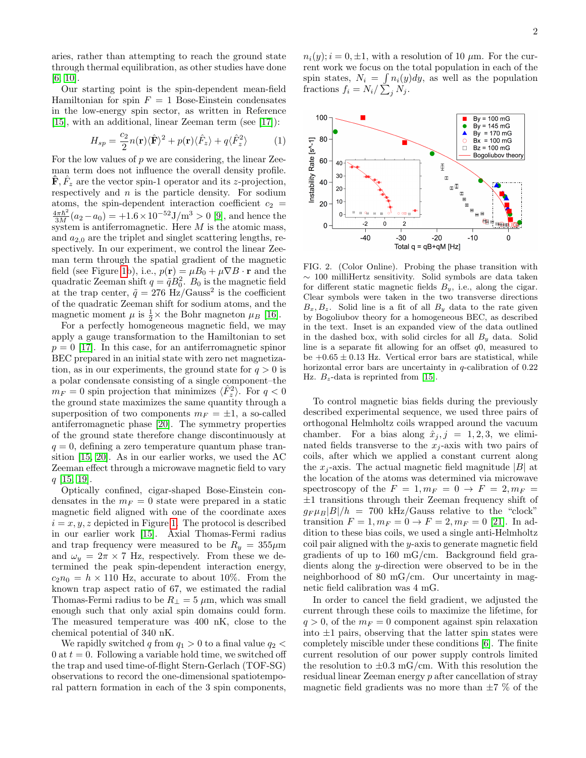aries, rather than attempting to reach the ground state through thermal equilibration, as other studies have done [6, 10].

Our starting point is the spin-dependent mean-field Hamiltonian for spin $F = 1$ Bose-Einstein condensates in the low-energy spin sector, as written in Reference [15], with an additional, linear Zeeman term (see [17]):

$$H_{sp} = \frac{c_2}{2} n(\mathbf{r}) \langle \hat{\mathbf{F}} \rangle^2 + p(\mathbf{r}) \langle \hat{F}_z \rangle + q \langle \hat{F}_z^2 \rangle \tag{1}$$

For the low values of $p$ we are considering, the linear Zeeman term does not influence the overall density profile. $\hat{\mathbf{F}}, \hat{F}_z$ are the vector spin-1 operator and its $z$-projection, respectively and $n$ is the particle density. For sodium atoms, the spin-dependent interaction coefficient $c_2 = \frac{4\pi\hbar^2}{3M}(a_2 - a_0) = +1.6 \times 10^{-52} \mathrm{J/m^3} > 0$ [9], and hence the system is antiferromagnetic. Here $M$ is the atomic mass, and $a_{2,0}$ are the triplet and singlet scattering lengths, respectively. In our experiment, we control the linear Zeeman term through the spatial gradient of the magnetic field (see Figure 1b), i.e., $p(\mathbf{r}) = \mu B_0 + \mu \nabla B \cdot \mathbf{r}$ and the quadratic Zeeman shift $q = \tilde{q} B_0^2$. $B_0$ is the magnetic field at the trap center, $\tilde{q} = 276$ Hz/Gauss$^2$ is the coefficient of the quadratic Zeeman shift for sodium atoms, and the magnetic moment $\mu$ is $\frac{1}{2} \times$ the Bohr magneton $\mu_B$ [16].

For a perfectly homogeneous magnetic field, we may apply a gauge transformation to the Hamiltonian to set $p = 0$ [17]. In this case, for an antiferromagnetic spinor BEC prepared in an initial state with zero net magnetization, as in our experiments, the ground state for $q > 0$ is a polar condensate consisting of a single component–the $m_F = 0$ spin projection that minimizes $\langle \hat{F}_z^2 \rangle$. For $q < 0$ the ground state maximizes the same quantity through a superposition of two components $m_F = \pm 1$, a so-called antiferromagnetic phase [20]. The symmetry properties of the ground state therefore change discontinuously at $q = 0$, defining a zero temperature quantum phase transition [15, 20]. As in our earlier works, we used the AC Zeeman effect through a microwave magnetic field to vary $q$ [15, 19].

Optically confined, cigar-shaped Bose-Einstein condensates in the $m_F = 0$ state were prepared in a static magnetic field aligned with one of the coordinate axes $i = x, y, z$ depicted in Figure 1. The protocol is described in our earlier work [15]. Axial Thomas-Fermi radius and trap frequency were measured to be $R_y = 355 \mu$m and $\omega_y = 2\pi \times 7$ Hz, respectively. From these we determined the peak spin-dependent interaction energy, $c_2 n_0 = h \times 110$ Hz, accurate to about 10%. From the known trap aspect ratio of 67, we estimated the radial Thomas-Fermi radius to be $R_\perp = 5$ $\mu$m, which was small enough such that only axial spin domains could form. The measured temperature was 400 nK, close to the chemical potential of 340 nK.

We rapidly switched $q$ from $q_1 > 0$ to a final value $q_2 < 0$ at $t = 0$. Following a variable hold time, we switched off the trap and used time-of-flight Stern-Gerlach (TOF-SG) observations to record the one-dimensional spatiotemporal pattern formation in each of the 3 spin components, $n_i(y); i = 0, \pm 1$, with a resolution of 10 $\mu$m. For the current work we focus on the total population in each of the spin states, $N_i = \int n_i(y) dy$, as well as the population fractions $f_i = N_i / \sum_j N_j$.

FIG. 2. (Color Online). Probing the phase transition with $\sim$ 100 milliHertz sensitivity. Solid symbols are data taken for different static magnetic fields $B_y$, i.e., along the cigar. Clear symbols were taken in the two transverse directions $B_x, B_z$. Solid line is a fit of all $B_y$ data to the rate given by Bogoliubov theory for a homogeneous BEC, as described in the text. Inset is an expanded view of the data outlined in the dashed box, with solid circles for all $B_y$ data. Solid line is a separate fit allowing for an offset $q0$, measured to be $+0.65 \pm 0.13$ Hz. Vertical error bars are statistical, while horizontal error bars are uncertainty in $q$-calibration of 0.22 Hz. $B_z$-data is reprinted from [15].

To control magnetic bias fields during the previously described experimental sequence, we used three pairs of orthogonal Helmholtz coils wrapped around the vacuum chamber. For a bias along $\hat{x}_j, j = 1, 2, 3$, we eliminated fields transverse to the $x_j$-axis with two pairs of coils, after which we applied a constant current along the $x_j$-axis. The actual magnetic field magnitude $|B|$ at the location of the atoms was determined via microwave spectroscopy of the $F = 1, m_F = 0 \rightarrow F = 2, m_F = \pm 1$ transitions through their Zeeman frequency shift of $g_F \mu_B |B|/h = 700$ kHz/Gauss relative to the "clock" transition $F = 1, m_F = 0 \rightarrow F = 2, m_F = 0$ [21]. In addition to these bias coils, we used a single anti-Helmholtz coil pair aligned with the $y$-axis to generate magnetic field gradients of up to 160 mG/cm. Background field gradients along the $y$-direction were observed to be in the neighborhood of 80 mG/cm. Our uncertainty in magnetic field calibration was 4 mG.

In order to cancel the field gradient, we adjusted the current through these coils to maximize the lifetime, for $q > 0$, of the $m_F = 0$ component against spin relaxation into $\pm 1$ pairs, observing that the latter spin states were completely miscible under these conditions [6]. The finite current resolution of our power supply controls limited the resolution to $\pm 0.3$ mG/cm. With this resolution the residual linear Zeeman energy $p$ after cancellation of stray magnetic field gradients was no more than $\pm 7$ % of the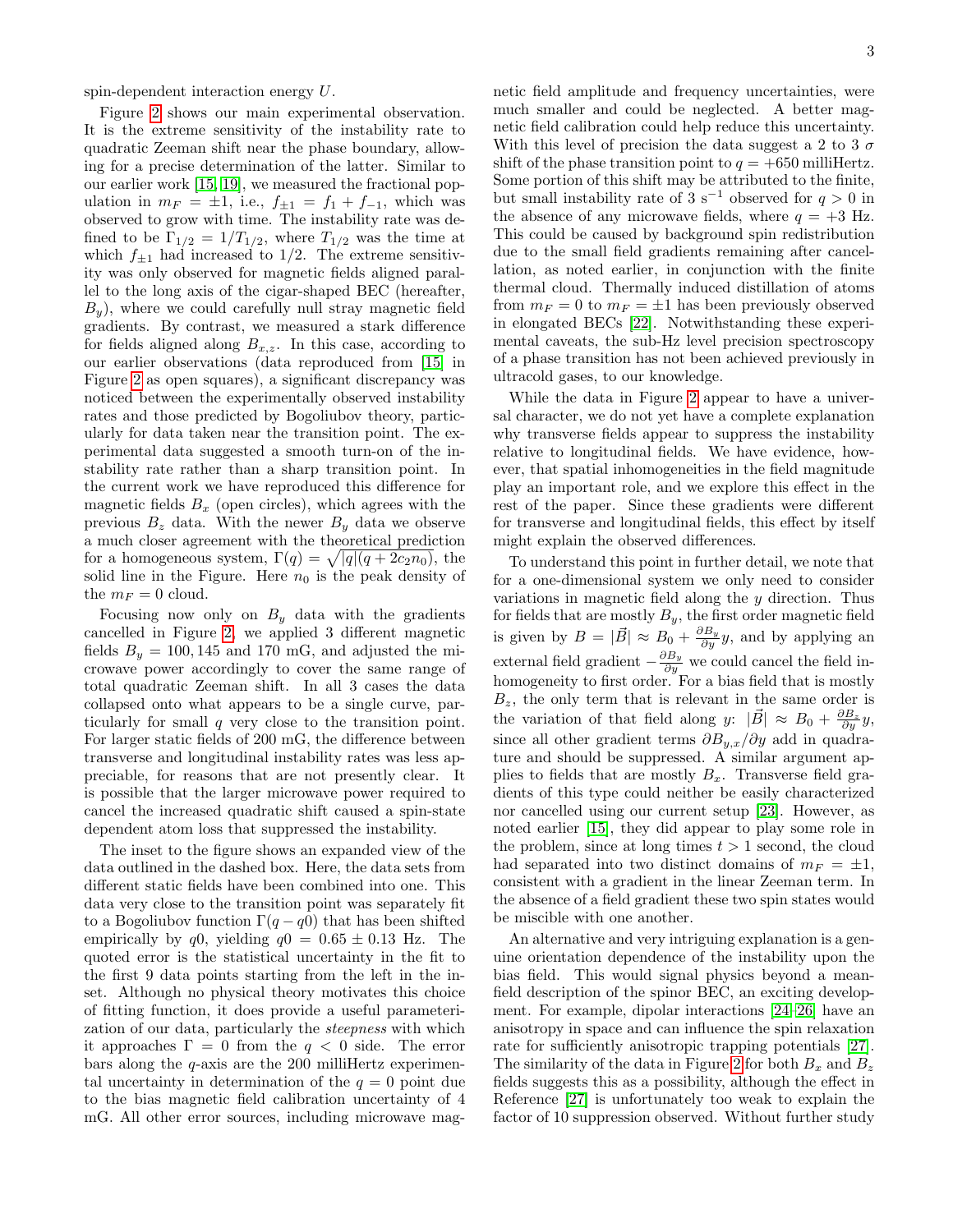spin-dependent interaction energy $U$.

Figure 2 shows our main experimental observation. It is the extreme sensitivity of the instability rate to quadratic Zeeman shift near the phase boundary, allowing for a precise determination of the latter. Similar to our earlier work [15, 19], we measured the fractional population in $m_F = \pm 1$, i.e., $f_{\pm 1} = f_1 + f_{-1}$, which was observed to grow with time. The instability rate was defined to be $\Gamma_{1/2} = 1/T_{1/2}$, where $T_{1/2}$ was the time at which $f_{\pm 1}$ had increased to 1/2. The extreme sensitivity was only observed for magnetic fields aligned parallel to the long axis of the cigar-shaped BEC (hereafter, $B_y$), where we could carefully null stray magnetic field gradients. By contrast, we measured a stark difference for fields aligned along $B_{x,z}$. In this case, according to our earlier observations (data reproduced from [15] in Figure 2 as open squares), a significant discrepancy was noticed between the experimentally observed instability rates and those predicted by Bogoliubov theory, particularly for data taken near the transition point. The experimental data suggested a smooth turn-on of the instability rate rather than a sharp transition point. In the current work we have reproduced this difference for magnetic fields $B_x$ (open circles), which agrees with the previous $B_z$ data. With the newer $B_y$ data we observe a much closer agreement with the theoretical prediction for a homogeneous system, $\Gamma(q) = \sqrt{|q|(q + 2c_2 n_0)}$, the solid line in the Figure. Here $n_0$ is the peak density of the $m_F = 0$ cloud.

Focusing now only on $B_y$ data with the gradients cancelled in Figure 2, we applied 3 different magnetic fields $B_y = 100, 145$ and 170 mG, and adjusted the microwave power accordingly to cover the same range of total quadratic Zeeman shift. In all 3 cases the data collapsed onto what appears to be a single curve, particularly for small $q$ very close to the transition point. For larger static fields of 200 mG, the difference between transverse and longitudinal instability rates was less appreciable, for reasons that are not presently clear. It is possible that the larger microwave power required to cancel the increased quadratic shift caused a spin-state dependent atom loss that suppressed the instability.

The inset to the figure shows an expanded view of the data outlined in the dashed box. Here, the data sets from different static fields have been combined into one. This data very close to the transition point was separately fit to a Bogoliubov function $\Gamma(q - q0)$ that has been shifted empirically by $q0$, yielding $q0 = 0.65 \pm 0.13$ Hz. The quoted error is the statistical uncertainty in the fit to the first 9 data points starting from the left in the inset. Although no physical theory motivates this choice of fitting function, it does provide a useful parameterization of our data, particularly the *steepness* with which it approaches $\Gamma = 0$ from the $q < 0$ side. The error bars along the $q$-axis are the 200 milliHertz experimental uncertainty in determination of the $q = 0$ point due to the bias magnetic field calibration uncertainty of 4 mG. All other error sources, including microwave magnetic field amplitude and frequency uncertainties, were much smaller and could be neglected. A better magnetic field calibration could help reduce this uncertainty. With this level of precision the data suggest a 2 to 3 $\sigma$ shift of the phase transition point to $q = +650$ milliHertz. Some portion of this shift may be attributed to the finite, but small instability rate of 3 $\text{s}^{-1}$ observed for $q > 0$ in the absence of any microwave fields, where $q = +3$ Hz. This could be caused by background spin redistribution due to the small field gradients remaining after cancellation, as noted earlier, in conjunction with the finite thermal cloud. Thermally induced distillation of atoms from $m_F = 0$ to $m_F = \pm 1$ has been previously observed in elongated BECs [22]. Notwithstanding these experimental caveats, the sub-Hz level precision spectroscopy of a phase transition has not been achieved previously in ultracold gases, to our knowledge.

While the data in Figure 2 appear to have a universal character, we do not yet have a complete explanation why transverse fields appear to suppress the instability relative to longitudinal fields. We have evidence, however, that spatial inhomogeneities in the field magnitude play an important role, and we explore this effect in the rest of the paper. Since these gradients were different for transverse and longitudinal fields, this effect by itself might explain the observed differences.

To understand this point in further detail, we note that for a one-dimensional system we only need to consider variations in magnetic field along the $y$ direction. Thus for fields that are mostly $B_y$, the first order magnetic field is given by $B = |\vec{B}| \approx B_0 + \frac{\partial B_y}{\partial y} y$, and by applying an external field gradient $-\frac{\partial B_y}{\partial y}$ we could cancel the field inhomogeneity to first order. For a bias field that is mostly $B_z$, the only term that is relevant in the same order is the variation of that field along $y$: $|\vec{B}| \approx B_0 + \frac{\partial B_z}{\partial y} y$, since all other gradient terms $\partial B_{y,x}/\partial y$ add in quadrature and should be suppressed. A similar argument applies to fields that are mostly $B_x$. Transverse field gradients of this type could neither be easily characterized nor cancelled using our current setup [23]. However, as noted earlier [15], they did appear to play some role in the problem, since at long times $t > 1$ second, the cloud had separated into two distinct domains of $m_F = \pm 1$, consistent with a gradient in the linear Zeeman term. In the absence of a field gradient these two spin states would be miscible with one another.

An alternative and very intriguing explanation is a genuine orientation dependence of the instability upon the bias field. This would signal physics beyond a mean-field description of the spinor BEC, an exciting development. For example, dipolar interactions [24–26] have an anisotropy in space and can influence the spin relaxation rate for sufficiently anisotropic trapping potentials [27]. The similarity of the data in Figure 2 for both $B_x$ and $B_z$ fields suggests this as a possibility, although the effect in Reference [27] is unfortunately too weak to explain the factor of 10 suppression observed. Without further study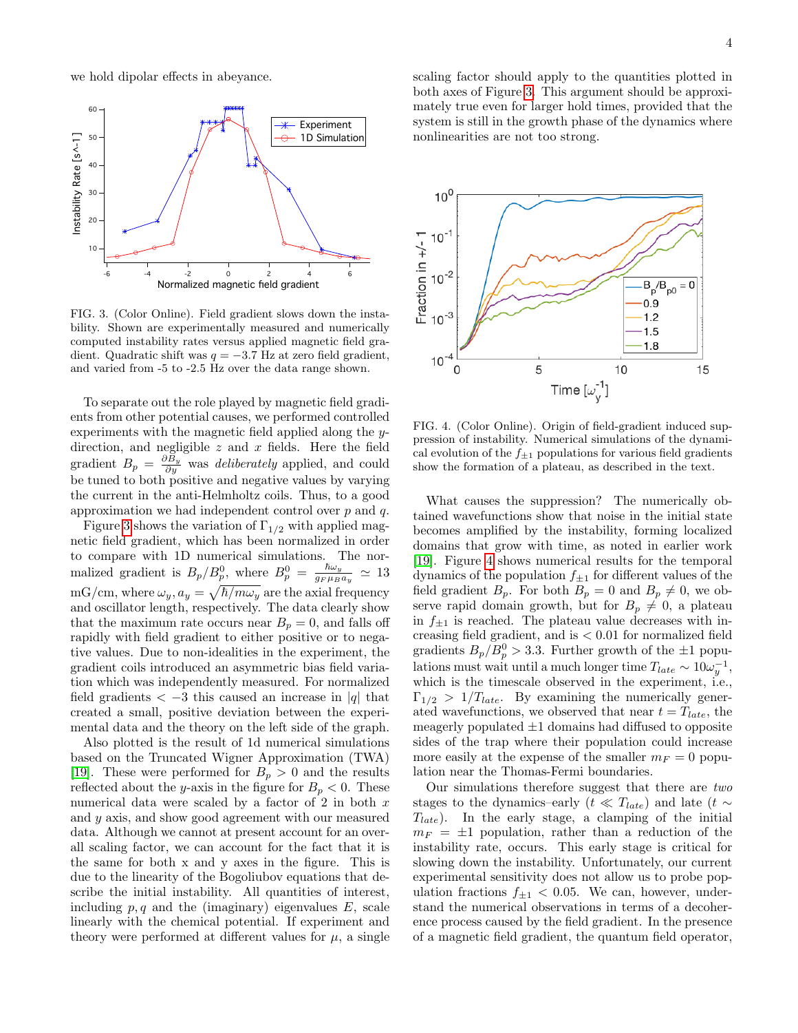we hold dipolar effects in abeyance.

FIG. 3. (Color Online). Field gradient slows down the instability. Shown are experimentally measured and numerically computed instability rates versus applied magnetic field gradient. Quadratic shift was $q = -3.7$ Hz at zero field gradient, and varied from -5 to -2.5 Hz over the data range shown.

To separate out the role played by magnetic field gradients from other potential causes, we performed controlled experiments with the magnetic field applied along the $y$-direction, and negligible $z$ and $x$ fields. Here the field gradient $B_p = \frac{\partial B_y}{\partial y}$ was *deliberately* applied, and could be tuned to both positive and negative values by varying the current in the anti-Helmholtz coils. Thus, to a good approximation we had independent control over $p$ and $q$.

Figure 3 shows the variation of $\Gamma_{1/2}$ with applied magnetic field gradient, which has been normalized in order to compare with 1D numerical simulations. The normalized gradient is $B_p/B_p^0$, where $B_p^0 = \frac{\hbar\omega_y}{g_F \mu_B a_y} \simeq 13$ mG/cm, where $\omega_y, a_y = \sqrt{\hbar/m\omega_y}$ are the axial frequency and oscillator length, respectively. The data clearly show that the maximum rate occurs near $B_p = 0$, and falls off rapidly with field gradient to either positive or to negative values. Due to non-idealities in the experiment, the gradient coils introduced an asymmetric bias field variation which was independently measured. For normalized field gradients $< -3$ this caused an increase in $|q|$ that created a small, positive deviation between the experimental data and the theory on the left side of the graph.

Also plotted is the result of 1d numerical simulations based on the Truncated Wigner Approximation (TWA) [19]. These were performed for $B_p > 0$ and the results reflected about the $y$-axis in the figure for $B_p < 0$. These numerical data were scaled by a factor of 2 in both $x$ and $y$ axis, and show good agreement with our measured data. Although we cannot at present account for an overall scaling factor, we can account for the fact that it is the same for both x and y axes in the figure. This is due to the linearity of the Bogoliubov equations that describe the initial instability. All quantities of interest, including $p, q$ and the (imaginary) eigenvalues $E$, scale linearly with the chemical potential. If experiment and theory were performed at different values for $\mu$, a single scaling factor should apply to the quantities plotted in both axes of Figure 3. This argument should be approximately true even for larger hold times, provided that the system is still in the growth phase of the dynamics where nonlinearities are not too strong.

FIG. 4. (Color Online). Origin of field-gradient induced suppression of instability. Numerical simulations of the dynamical evolution of the $f_{\pm1}$ populations for various field gradients show the formation of a plateau, as described in the text.

What causes the suppression? The numerically obtained wavefunctions show that noise in the initial state becomes amplified by the instability, forming localized domains that grow with time, as noted in earlier work [19]. Figure 4 shows numerical results for the temporal dynamics of the population $f_{\pm1}$ for different values of the field gradient $B_p$. For both $B_p = 0$ and $B_p \neq 0$, we observe rapid domain growth, but for $B_p \neq 0$, a plateau in $f_{\pm1}$ is reached. The plateau value decreases with increasing field gradient, and is $< 0.01$ for normalized field gradients $B_p/B_p^0 > 3.3$. Further growth of the $\pm1$ populations must wait until a much longer time $T_{late} \sim 10\omega_y^{-1}$, which is the timescale observed in the experiment, i.e., $\Gamma_{1/2} > 1/T_{late}$. By examining the numerically generated wavefunctions, we observed that near $t = T_{late}$, the meagerly populated $\pm1$ domains had diffused to opposite sides of the trap where their population could increase more easily at the expense of the smaller $m_F = 0$ population near the Thomas-Fermi boundaries.

Our simulations therefore suggest that there are *two* stages to the dynamics–early ($t \ll T_{late}$) and late ($t \sim T_{late}$). In the early stage, a clamping of the initial $m_F = \pm1$ population, rather than a reduction of the instability rate, occurs. This early stage is critical for slowing down the instability. Unfortunately, our current experimental sensitivity does not allow us to probe population fractions $f_{\pm1} < 0.05$. We can, however, understand the numerical observations in terms of a decoherence process caused by the field gradient. In the presence of a magnetic field gradient, the quantum field operator,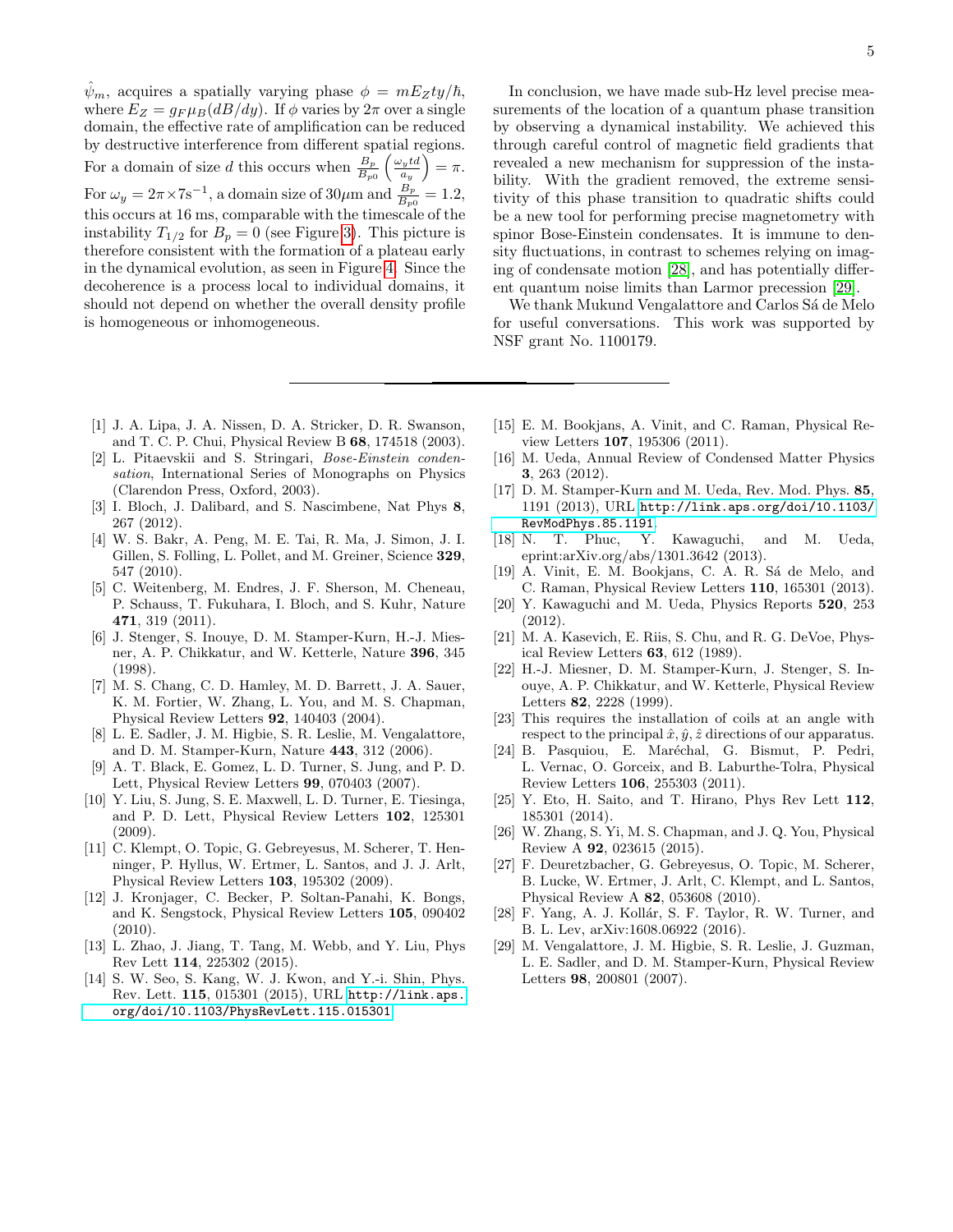$\hat{\psi}_m$, acquires a spatially varying phase $\phi = mE_Z ty/\hbar$, where $E_Z = g_F\mu_B(dB/dy)$. If $\phi$ varies by $2\pi$ over a single domain, the effective rate of amplification can be reduced by destructive interference from different spatial regions. For a domain of size $d$ this occurs when $\frac{B_p}{B_{p0}}\left(\frac{\omega_y td}{a_y}\right) = \pi$. For $\omega_y = 2\pi\times 7\text{s}^{-1}$, a domain size of $30\mu$m and $\frac{B_p}{B_{p0}} = 1.2$, this occurs at 16 ms, comparable with the timescale of the instability $T_{1/2}$ for $B_p = 0$ (see Figure 3). This picture is therefore consistent with the formation of a plateau early in the dynamical evolution, as seen in Figure 4. Since the decoherence is a process local to individual domains, it should not depend on whether the overall density profile is homogeneous or inhomogeneous.

In conclusion, we have made sub-Hz level precise measurements of the location of a quantum phase transition by observing a dynamical instability. We achieved this through careful control of magnetic field gradients that revealed a new mechanism for suppression of the instability. With the gradient removed, the extreme sensitivity of this phase transition to quadratic shifts could be a new tool for performing precise magnetometry with spinor Bose-Einstein condensates. It is immune to density fluctuations, in contrast to schemes relying on imaging of condensate motion [28], and has potentially different quantum noise limits than Larmor precession [29].

We thank Mukund Vengalattore and Carlos Sá de Melo for useful conversations. This work was supported by NSF grant No. 1100179.

---

[1] J. A. Lipa, J. A. Nissen, D. A. Stricker, D. R. Swanson, and T. C. P. Chui, Physical Review B **68**, 174518 (2003).

[2] L. Pitaevskii and S. Stringari, *Bose-Einstein condensation*, International Series of Monographs on Physics (Clarendon Press, Oxford, 2003).

[3] I. Bloch, J. Dalibard, and S. Nascimbene, Nat Phys **8**, 267 (2012).

[4] W. S. Bakr, A. Peng, M. E. Tai, R. Ma, J. Simon, J. I. Gillen, S. Folling, L. Pollet, and M. Greiner, Science **329**, 547 (2010).

[5] C. Weitenberg, M. Endres, J. F. Sherson, M. Cheneau, P. Schauss, T. Fukuhara, I. Bloch, and S. Kuhr, Nature **471**, 319 (2011).

[6] J. Stenger, S. Inouye, D. M. Stamper-Kurn, H.-J. Miesner, A. P. Chikkatur, and W. Ketterle, Nature **396**, 345 (1998).

[7] M. S. Chang, C. D. Hamley, M. D. Barrett, J. A. Sauer, K. M. Fortier, W. Zhang, L. You, and M. S. Chapman, Physical Review Letters **92**, 140403 (2004).

[8] L. E. Sadler, J. M. Higbie, S. R. Leslie, M. Vengalattore, and D. M. Stamper-Kurn, Nature **443**, 312 (2006).

[9] A. T. Black, E. Gomez, L. D. Turner, S. Jung, and P. D. Lett, Physical Review Letters **99**, 070403 (2007).

[10] Y. Liu, S. Jung, S. E. Maxwell, L. D. Turner, E. Tiesinga, and P. D. Lett, Physical Review Letters **102**, 125301 (2009).

[11] C. Klempt, O. Topic, G. Gebreyesus, M. Scherer, T. Henninger, P. Hyllus, W. Ertmer, L. Santos, and J. J. Arlt, Physical Review Letters **103**, 195302 (2009).

[12] J. Kronjager, C. Becker, P. Soltan-Panahi, K. Bongs, and K. Sengstock, Physical Review Letters **105**, 090402 (2010).

[13] L. Zhao, J. Jiang, T. Tang, M. Webb, and Y. Liu, Phys Rev Lett **114**, 225302 (2015).

[14] S. W. Seo, S. Kang, W. J. Kwon, and Y.-i. Shin, Phys. Rev. Lett. **115**, 015301 (2015), URL http://link.aps.org/doi/10.1103/PhysRevLett.115.015301.

[15] E. M. Bookjans, A. Vinit, and C. Raman, Physical Review Letters **107**, 195306 (2011).

[16] M. Ueda, Annual Review of Condensed Matter Physics **3**, 263 (2012).

[17] D. M. Stamper-Kurn and M. Ueda, Rev. Mod. Phys. **85**, 1191 (2013), URL http://link.aps.org/doi/10.1103/RevModPhys.85.1191.

[18] N. T. Phuc, Y. Kawaguchi, and M. Ueda, eprint:arXiv.org/abs/1301.3642 (2013).

[19] A. Vinit, E. M. Bookjans, C. A. R. Sá de Melo, and C. Raman, Physical Review Letters **110**, 165301 (2013).

[20] Y. Kawaguchi and M. Ueda, Physics Reports **520**, 253 (2012).

[21] M. A. Kasevich, E. Riis, S. Chu, and R. G. DeVoe, Physical Review Letters **63**, 612 (1989).

[22] H.-J. Miesner, D. M. Stamper-Kurn, J. Stenger, S. Inouye, A. P. Chikkatur, and W. Ketterle, Physical Review Letters **82**, 2228 (1999).

[23] This requires the installation of coils at an angle with respect to the principal $\hat{x}, \hat{y}, \hat{z}$ directions of our apparatus.

[24] B. Pasquiou, E. Maréchal, G. Bismut, P. Pedri, L. Vernac, O. Gorceix, and B. Laburthe-Tolra, Physical Review Letters **106**, 255303 (2011).

[25] Y. Eto, H. Saito, and T. Hirano, Phys Rev Lett **112**, 185301 (2014).

[26] W. Zhang, S. Yi, M. S. Chapman, and J. Q. You, Physical Review A **92**, 023615 (2015).

[27] F. Deuretzbacher, G. Gebreyesus, O. Topic, M. Scherer, B. Lucke, W. Ertmer, J. Arlt, C. Klempt, and L. Santos, Physical Review A **82**, 053608 (2010).

[28] F. Yang, A. J. Kollár, S. F. Taylor, R. W. Turner, and B. L. Lev, arXiv:1608.06922 (2016).

[29] M. Vengalattore, J. M. Higbie, S. R. Leslie, J. Guzman, L. E. Sadler, and D. M. Stamper-Kurn, Physical Review Letters **98**, 200801 (2007).